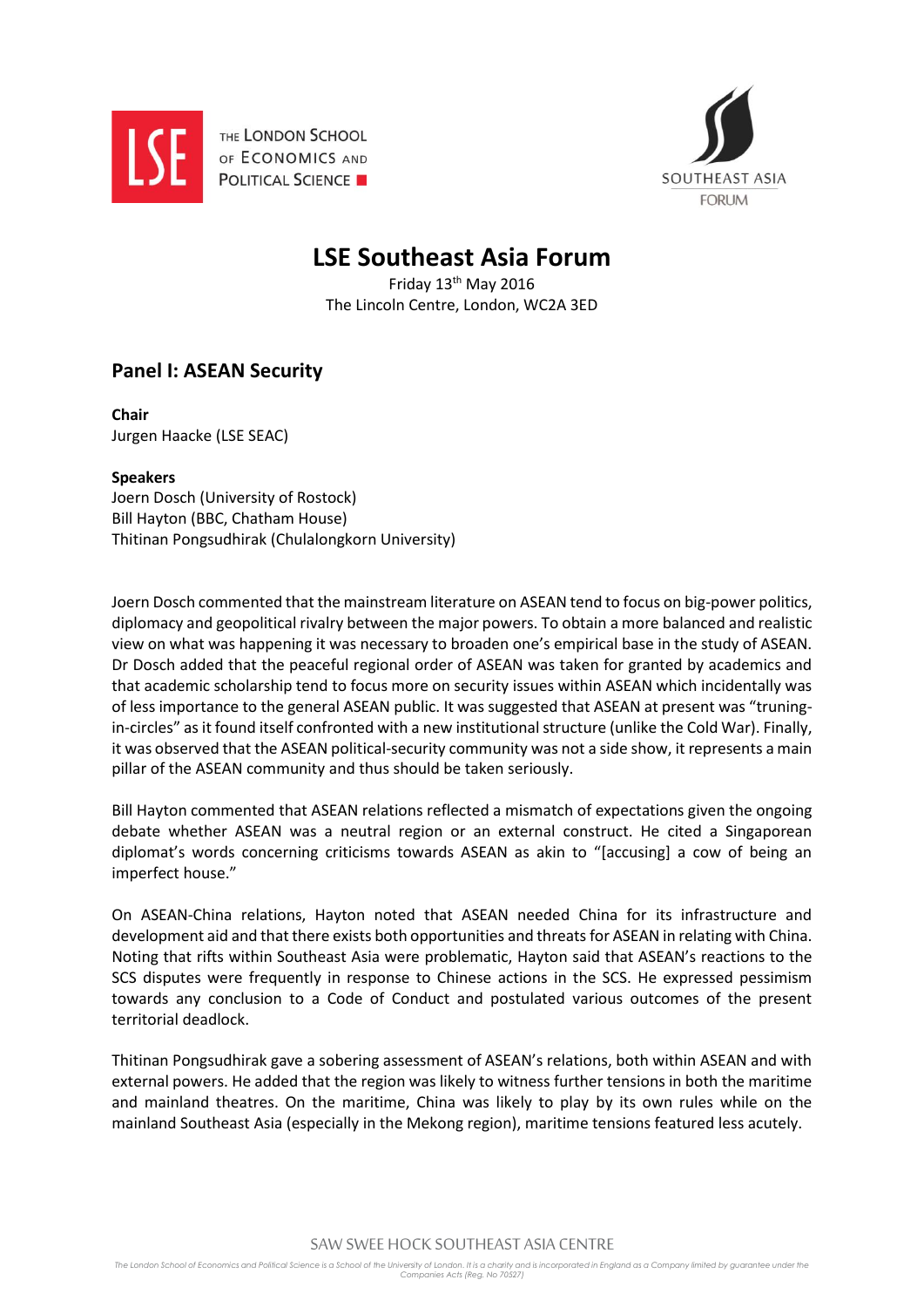# LSE Southeast Asia Forum

Friday 13th May 2016
The Lincoln Centre, London, WC2A 3ED

## Panel I: ASEAN Security

**Chair**
Jurgen Haacke (LSE SEAC)

**Speakers**
Joern Dosch (University of Rostock)
Bill Hayton (BBC, Chatham House)
Thitinan Pongsudhirak (Chulalongkorn University)

Joern Dosch commented that the mainstream literature on ASEAN tend to focus on big-power politics, diplomacy and geopolitical rivalry between the major powers. To obtain a more balanced and realistic view on what was happening it was necessary to broaden one's empirical base in the study of ASEAN. Dr Dosch added that the peaceful regional order of ASEAN was taken for granted by academics and that academic scholarship tend to focus more on security issues within ASEAN which incidentally was of less importance to the general ASEAN public. It was suggested that ASEAN at present was "truning-in-circles" as it found itself confronted with a new institutional structure (unlike the Cold War). Finally, it was observed that the ASEAN political-security community was not a side show, it represents a main pillar of the ASEAN community and thus should be taken seriously.

Bill Hayton commented that ASEAN relations reflected a mismatch of expectations given the ongoing debate whether ASEAN was a neutral region or an external construct. He cited a Singaporean diplomat's words concerning criticisms towards ASEAN as akin to "[accusing] a cow of being an imperfect house."

On ASEAN-China relations, Hayton noted that ASEAN needed China for its infrastructure and development aid and that there exists both opportunities and threats for ASEAN in relating with China. Noting that rifts within Southeast Asia were problematic, Hayton said that ASEAN's reactions to the SCS disputes were frequently in response to Chinese actions in the SCS. He expressed pessimism towards any conclusion to a Code of Conduct and postulated various outcomes of the present territorial deadlock.

Thitinan Pongsudhirak gave a sobering assessment of ASEAN's relations, both within ASEAN and with external powers. He added that the region was likely to witness further tensions in both the maritime and mainland theatres. On the maritime, China was likely to play by its own rules while on the mainland Southeast Asia (especially in the Mekong region), maritime tensions featured less acutely.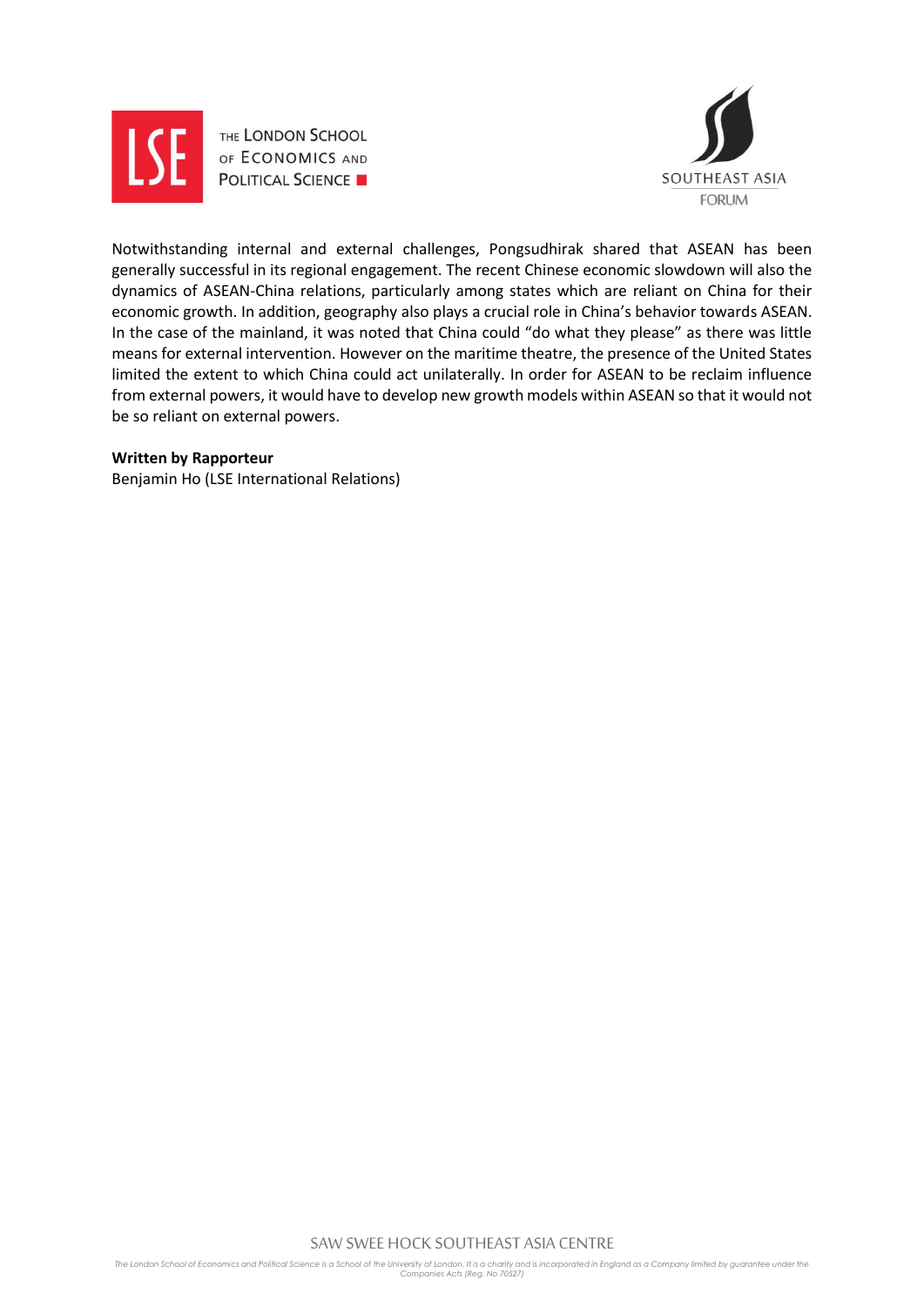Notwithstanding internal and external challenges, Pongsudhirak shared that ASEAN has been generally successful in its regional engagement. The recent Chinese economic slowdown will also the dynamics of ASEAN-China relations, particularly among states which are reliant on China for their economic growth. In addition, geography also plays a crucial role in China's behavior towards ASEAN. In the case of the mainland, it was noted that China could "do what they please" as there was little means for external intervention. However on the maritime theatre, the presence of the United States limited the extent to which China could act unilaterally. In order for ASEAN to be reclaim influence from external powers, it would have to develop new growth models within ASEAN so that it would not be so reliant on external powers.

**Written by Rapporteur**
Benjamin Ho (LSE International Relations)